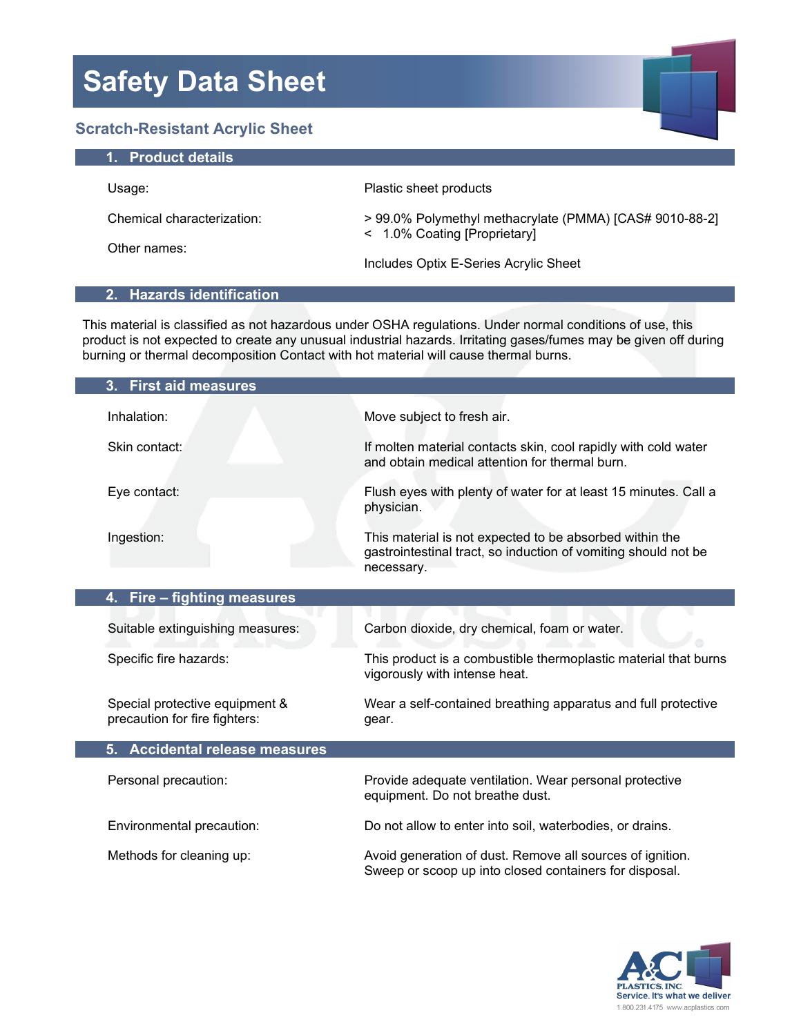# Safety Data Sheet

## Scratch-Resistant Acrylic Sheet

### 1. Product details

| | |
|---|---|
| Usage: | Plastic sheet products |
| Chemical characterization: | > 99.0% Polymethyl methacrylate (PMMA) [CAS# 9010-88-2]<br>< 1.0% Coating [Proprietary] |
| Other names: | Includes Optix E-Series Acrylic Sheet |

### 2. Hazards identification

This material is classified as not hazardous under OSHA regulations. Under normal conditions of use, this product is not expected to create any unusual industrial hazards. Irritating gases/fumes may be given off during burning or thermal decomposition Contact with hot material will cause thermal burns.

### 3. First aid measures

| | |
|---|---|
| Inhalation: | Move subject to fresh air. |
| Skin contact: | If molten material contacts skin, cool rapidly with cold water and obtain medical attention for thermal burn. |
| Eye contact: | Flush eyes with plenty of water for at least 15 minutes. Call a physician. |
| Ingestion: | This material is not expected to be absorbed within the gastrointestinal tract, so induction of vomiting should not be necessary. |

### 4. Fire – fighting measures

| | |
|---|---|
| Suitable extinguishing measures: | Carbon dioxide, dry chemical, foam or water. |
| Specific fire hazards: | This product is a combustible thermoplastic material that burns vigorously with intense heat. |
| Special protective equipment & precaution for fire fighters: | Wear a self-contained breathing apparatus and full protective gear. |

### 5. Accidental release measures

| | |
|---|---|
| Personal precaution: | Provide adequate ventilation. Wear personal protective equipment. Do not breathe dust. |
| Environmental precaution: | Do not allow to enter into soil, waterbodies, or drains. |
| Methods for cleaning up: | Avoid generation of dust. Remove all sources of ignition. Sweep or scoop up into closed containers for disposal. |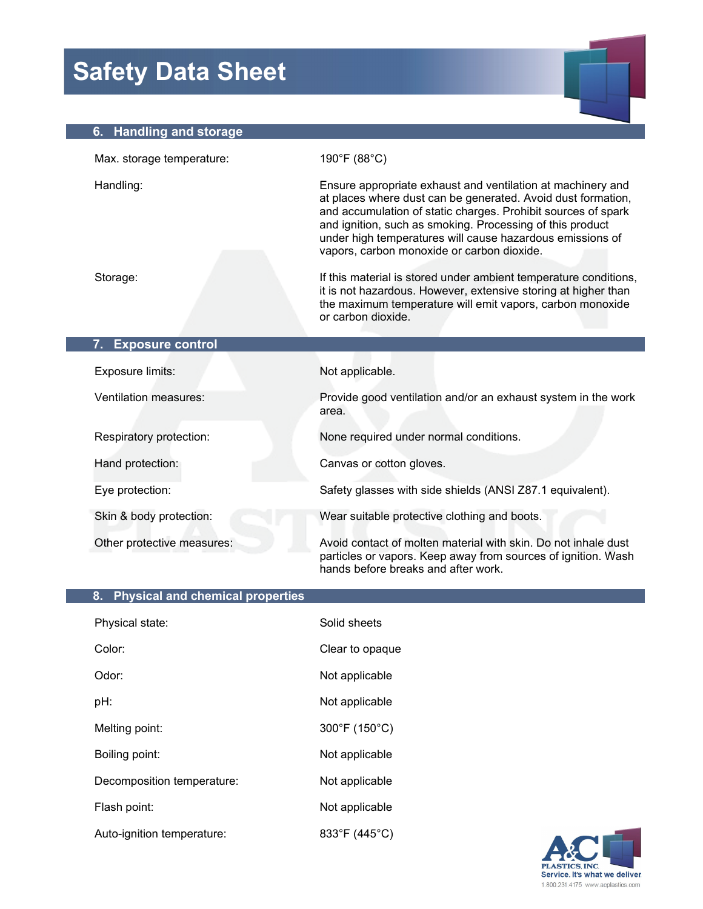## 6. Handling and storage

| | |
|---|---|
| Max. storage temperature: | 190°F (88°C) |
| Handling: | Ensure appropriate exhaust and ventilation at machinery and at places where dust can be generated. Avoid dust formation, and accumulation of static charges. Prohibit sources of spark and ignition, such as smoking. Processing of this product under high temperatures will cause hazardous emissions of vapors, carbon monoxide or carbon dioxide. |
| Storage: | If this material is stored under ambient temperature conditions, it is not hazardous. However, extensive storing at higher than the maximum temperature will emit vapors, carbon monoxide or carbon dioxide. |

## 7. Exposure control

| | |
|---|---|
| Exposure limits: | Not applicable. |
| Ventilation measures: | Provide good ventilation and/or an exhaust system in the work area. |
| Respiratory protection: | None required under normal conditions. |
| Hand protection: | Canvas or cotton gloves. |
| Eye protection: | Safety glasses with side shields (ANSI Z87.1 equivalent). |
| Skin & body protection: | Wear suitable protective clothing and boots. |
| Other protective measures: | Avoid contact of molten material with skin. Do not inhale dust particles or vapors. Keep away from sources of ignition. Wash hands before breaks and after work. |

## 8. Physical and chemical properties

| | |
|---|---|
| Physical state: | Solid sheets |
| Color: | Clear to opaque |
| Odor: | Not applicable |
| pH: | Not applicable |
| Melting point: | 300°F (150°C) |
| Boiling point: | Not applicable |
| Decomposition temperature: | Not applicable |
| Flash point: | Not applicable |
| Auto-ignition temperature: | 833°F (445°C) |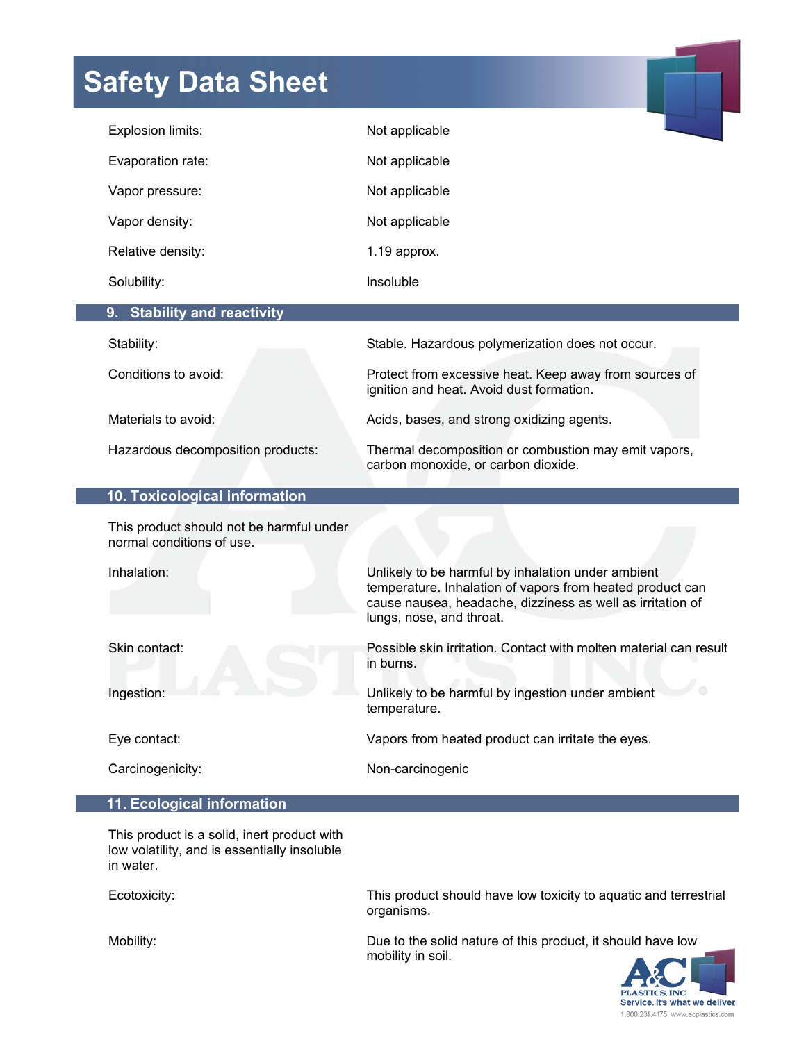| | |
|---|---|
| Explosion limits: | Not applicable |
| Evaporation rate: | Not applicable |
| Vapor pressure: | Not applicable |
| Vapor density: | Not applicable |
| Relative density: | 1.19 approx. |
| Solubility: | Insoluble |

## 9. Stability and reactivity

| | |
|---|---|
| Stability: | Stable. Hazardous polymerization does not occur. |
| Conditions to avoid: | Protect from excessive heat. Keep away from sources of ignition and heat. Avoid dust formation. |
| Materials to avoid: | Acids, bases, and strong oxidizing agents. |
| Hazardous decomposition products: | Thermal decomposition or combustion may emit vapors, carbon monoxide, or carbon dioxide. |

## 10. Toxicological information

This product should not be harmful under normal conditions of use.

| | |
|---|---|
| Inhalation: | Unlikely to be harmful by inhalation under ambient temperature. Inhalation of vapors from heated product can cause nausea, headache, dizziness as well as irritation of lungs, nose, and throat. |
| Skin contact: | Possible skin irritation. Contact with molten material can result in burns. |
| Ingestion: | Unlikely to be harmful by ingestion under ambient temperature. |
| Eye contact: | Vapors from heated product can irritate the eyes. |
| Carcinogenicity: | Non-carcinogenic |

## 11. Ecological information

This product is a solid, inert product with low volatility, and is essentially insoluble in water.

| | |
|---|---|
| Ecotoxicity: | This product should have low toxicity to aquatic and terrestrial organisms. |
| Mobility: | Due to the solid nature of this product, it should have low mobility in soil. |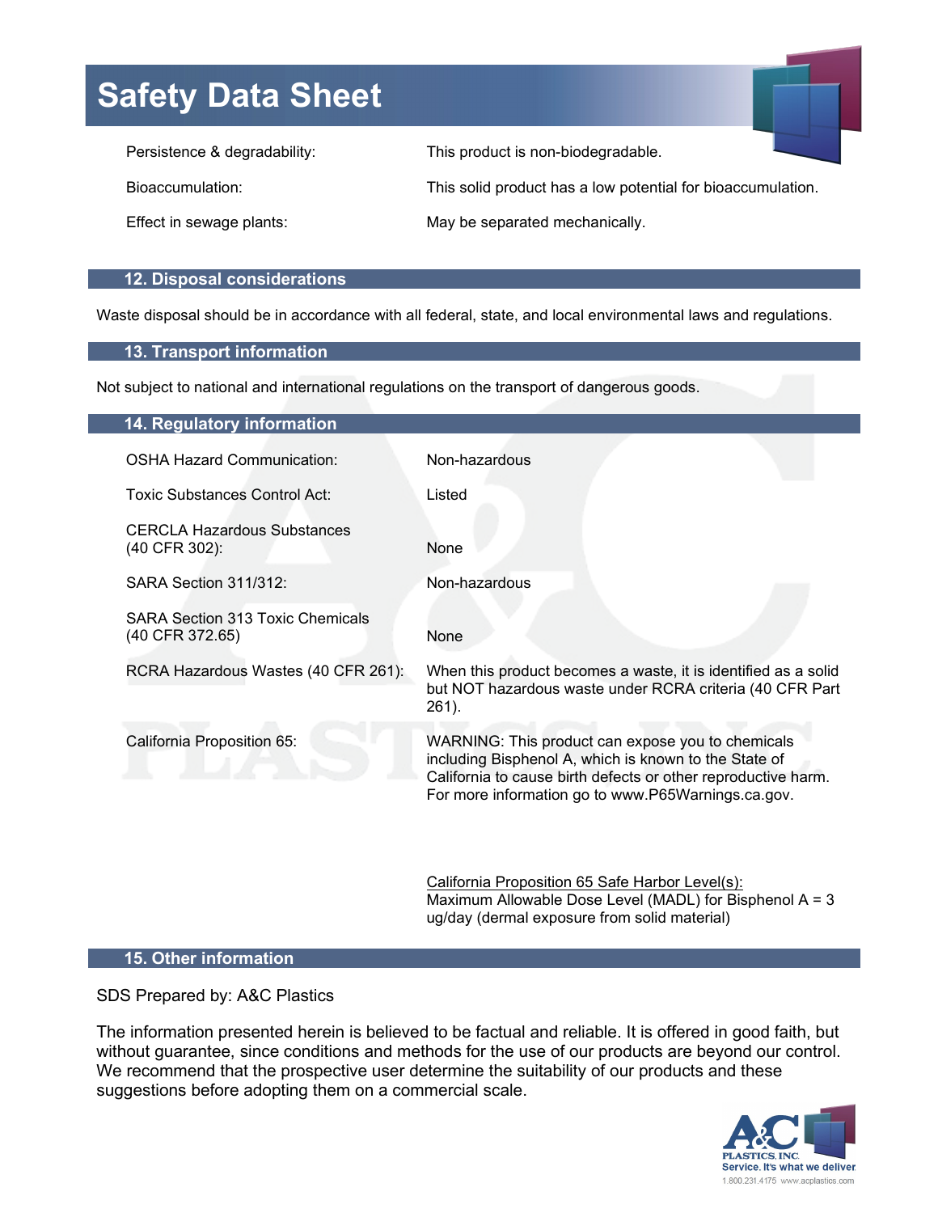| | |
|---|---|
| Persistence & degradability: | This product is non-biodegradable. |
| Bioaccumulation: | This solid product has a low potential for bioaccumulation. |
| Effect in sewage plants: | May be separated mechanically. |

## 12. Disposal considerations

Waste disposal should be in accordance with all federal, state, and local environmental laws and regulations.

## 13. Transport information

Not subject to national and international regulations on the transport of dangerous goods.

## 14. Regulatory information

| | |
|---|---|
| OSHA Hazard Communication: | Non-hazardous |
| Toxic Substances Control Act: | Listed |
| CERCLA Hazardous Substances (40 CFR 302): | None |
| SARA Section 311/312: | Non-hazardous |
| SARA Section 313 Toxic Chemicals (40 CFR 372.65) | None |
| RCRA Hazardous Wastes (40 CFR 261): | When this product becomes a waste, it is identified as a solid but NOT hazardous waste under RCRA criteria (40 CFR Part 261). |
| California Proposition 65: | WARNING: This product can expose you to chemicals including Bisphenol A, which is known to the State of California to cause birth defects or other reproductive harm. For more information go to www.P65Warnings.ca.gov. |
| | California Proposition 65 Safe Harbor Level(s): Maximum Allowable Dose Level (MADL) for Bisphenol A = 3 ug/day (dermal exposure from solid material) |

## 15. Other information

SDS Prepared by: A&C Plastics

The information presented herein is believed to be factual and reliable. It is offered in good faith, but without guarantee, since conditions and methods for the use of our products are beyond our control. We recommend that the prospective user determine the suitability of our products and these suggestions before adopting them on a commercial scale.